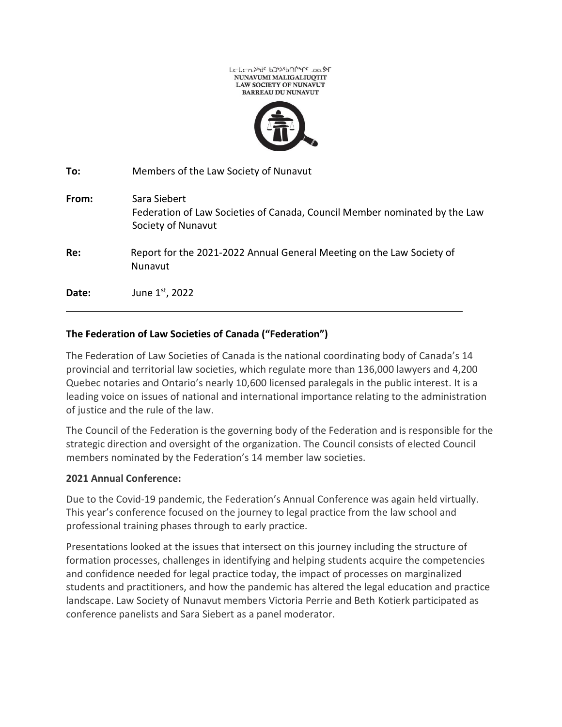ᓄᓇᕗᒻᒥ ᒪᓕᒐᓕᐅᖅᑎᑦ ᑲᑐᔾᔨᖃᑎᒌᖏᑦ ᓄᓇᕗᑦ
NUNAVUMI MALIGALIUQTIT
LAW SOCIETY OF NUNAVUT
BARREAU DU NUNAVUT

**To:** Members of the Law Society of Nunavut

**From:** Sara Siebert
Federation of Law Societies of Canada, Council Member nominated by the Law Society of Nunavut

**Re:** Report for the 2021-2022 Annual General Meeting on the Law Society of Nunavut

**Date:** June 1st, 2022

---

## The Federation of Law Societies of Canada ("Federation")

The Federation of Law Societies of Canada is the national coordinating body of Canada's 14 provincial and territorial law societies, which regulate more than 136,000 lawyers and 4,200 Quebec notaries and Ontario's nearly 10,600 licensed paralegals in the public interest. It is a leading voice on issues of national and international importance relating to the administration of justice and the rule of the law.

The Council of the Federation is the governing body of the Federation and is responsible for the strategic direction and oversight of the organization. The Council consists of elected Council members nominated by the Federation's 14 member law societies.

### 2021 Annual Conference:

Due to the Covid-19 pandemic, the Federation's Annual Conference was again held virtually. This year's conference focused on the journey to legal practice from the law school and professional training phases through to early practice.

Presentations looked at the issues that intersect on this journey including the structure of formation processes, challenges in identifying and helping students acquire the competencies and confidence needed for legal practice today, the impact of processes on marginalized students and practitioners, and how the pandemic has altered the legal education and practice landscape. Law Society of Nunavut members Victoria Perrie and Beth Kotierk participated as conference panelists and Sara Siebert as a panel moderator.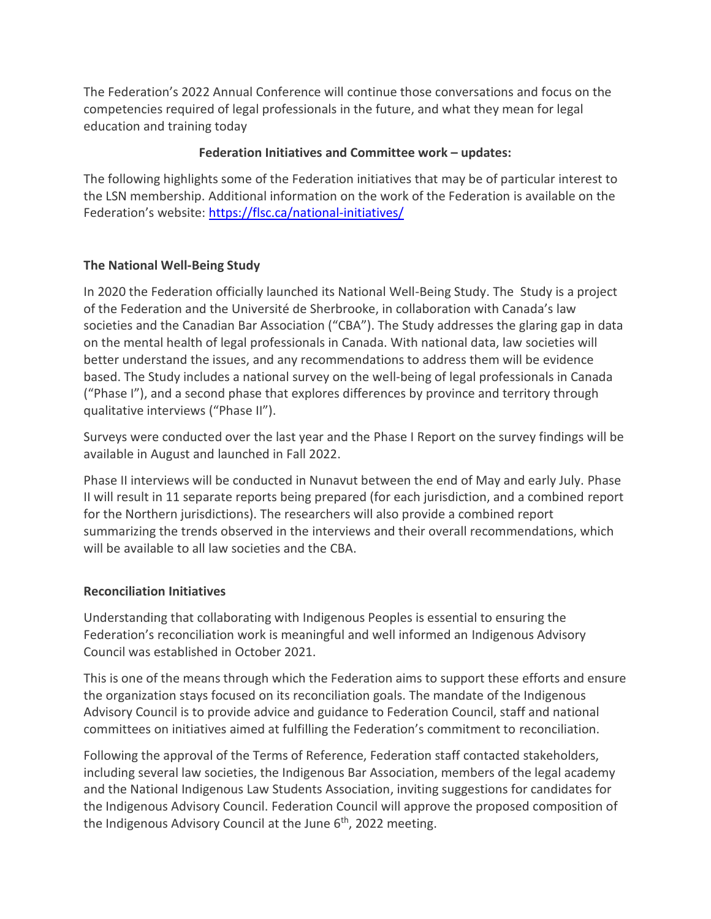The Federation's 2022 Annual Conference will continue those conversations and focus on the competencies required of legal professionals in the future, and what they mean for legal education and training today

**Federation Initiatives and Committee work – updates:**

The following highlights some of the Federation initiatives that may be of particular interest to the LSN membership. Additional information on the work of the Federation is available on the Federation's website: https://flsc.ca/national-initiatives/

**The National Well-Being Study**

In 2020 the Federation officially launched its National Well-Being Study. The Study is a project of the Federation and the Université de Sherbrooke, in collaboration with Canada's law societies and the Canadian Bar Association ("CBA"). The Study addresses the glaring gap in data on the mental health of legal professionals in Canada. With national data, law societies will better understand the issues, and any recommendations to address them will be evidence based. The Study includes a national survey on the well-being of legal professionals in Canada ("Phase I"), and a second phase that explores differences by province and territory through qualitative interviews ("Phase II").

Surveys were conducted over the last year and the Phase I Report on the survey findings will be available in August and launched in Fall 2022.

Phase II interviews will be conducted in Nunavut between the end of May and early July. Phase II will result in 11 separate reports being prepared (for each jurisdiction, and a combined report for the Northern jurisdictions). The researchers will also provide a combined report summarizing the trends observed in the interviews and their overall recommendations, which will be available to all law societies and the CBA.

**Reconciliation Initiatives**

Understanding that collaborating with Indigenous Peoples is essential to ensuring the Federation's reconciliation work is meaningful and well informed an Indigenous Advisory Council was established in October 2021.

This is one of the means through which the Federation aims to support these efforts and ensure the organization stays focused on its reconciliation goals. The mandate of the Indigenous Advisory Council is to provide advice and guidance to Federation Council, staff and national committees on initiatives aimed at fulfilling the Federation's commitment to reconciliation.

Following the approval of the Terms of Reference, Federation staff contacted stakeholders, including several law societies, the Indigenous Bar Association, members of the legal academy and the National Indigenous Law Students Association, inviting suggestions for candidates for the Indigenous Advisory Council. Federation Council will approve the proposed composition of the Indigenous Advisory Council at the June 6th, 2022 meeting.